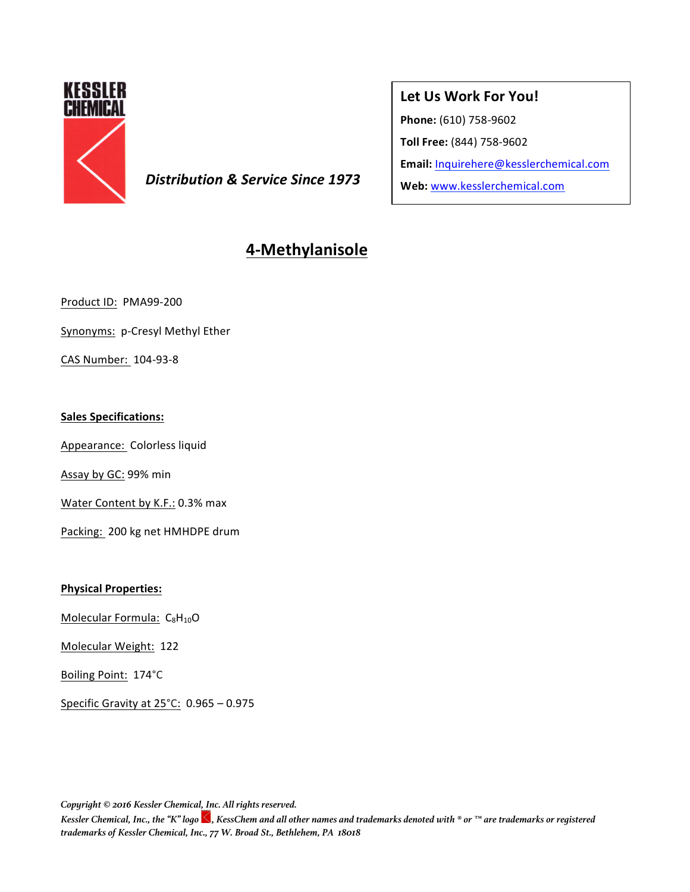KESSLER CHEMICAL

***Distribution & Service Since 1973***

**Let Us Work For You!**

**Phone:** (610) 758-9602

**Toll Free:** (844) 758-9602

**Email:** Inquirehere@kesslerchemical.com

**Web:** www.kesslerchemical.com

# 4-Methylanisole

Product ID: PMA99-200

Synonyms: p-Cresyl Methyl Ether

CAS Number: 104-93-8

**Sales Specifications:**

Appearance: Colorless liquid

Assay by GC: 99% min

Water Content by K.F.: 0.3% max

Packing: 200 kg net HMHDPE drum

**Physical Properties:**

Molecular Formula: $C_8H_{10}O$

Molecular Weight: 122

Boiling Point: 174°C

Specific Gravity at 25°C: 0.965 – 0.975

*Copyright © 2016 Kessler Chemical, Inc. All rights reserved.*
*Kessler Chemical, Inc., the "K" logo, KessChem and all other names and trademarks denoted with ® or ™ are trademarks or registered trademarks of Kessler Chemical, Inc., 77 W. Broad St., Bethlehem, PA 18018*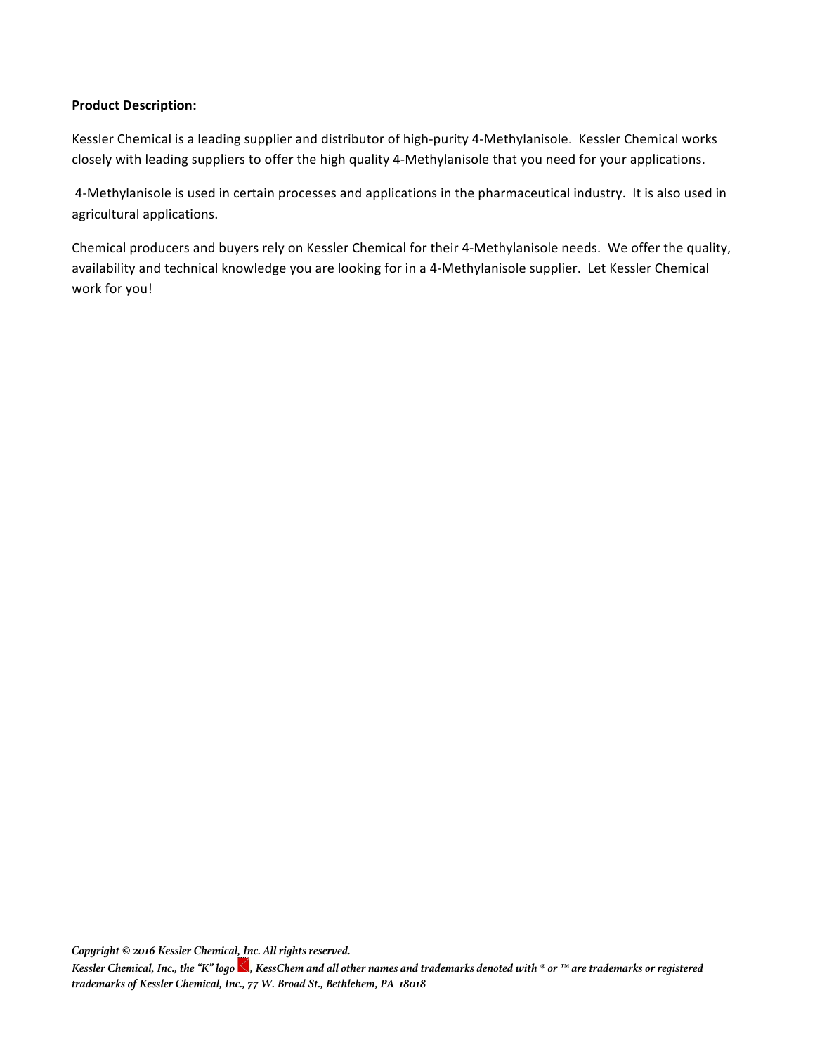**Product Description:**

Kessler Chemical is a leading supplier and distributor of high-purity 4-Methylanisole. Kessler Chemical works closely with leading suppliers to offer the high quality 4-Methylanisole that you need for your applications.

4-Methylanisole is used in certain processes and applications in the pharmaceutical industry. It is also used in agricultural applications.

Chemical producers and buyers rely on Kessler Chemical for their 4-Methylanisole needs. We offer the quality, availability and technical knowledge you are looking for in a 4-Methylanisole supplier. Let Kessler Chemical work for you!

*Copyright © 2016 Kessler Chemical, Inc. All rights reserved.*
*Kessler Chemical, Inc., the "K" logo, KessChem and all other names and trademarks denoted with ® or ™ are trademarks or registered trademarks of Kessler Chemical, Inc., 77 W. Broad St., Bethlehem, PA 18018*